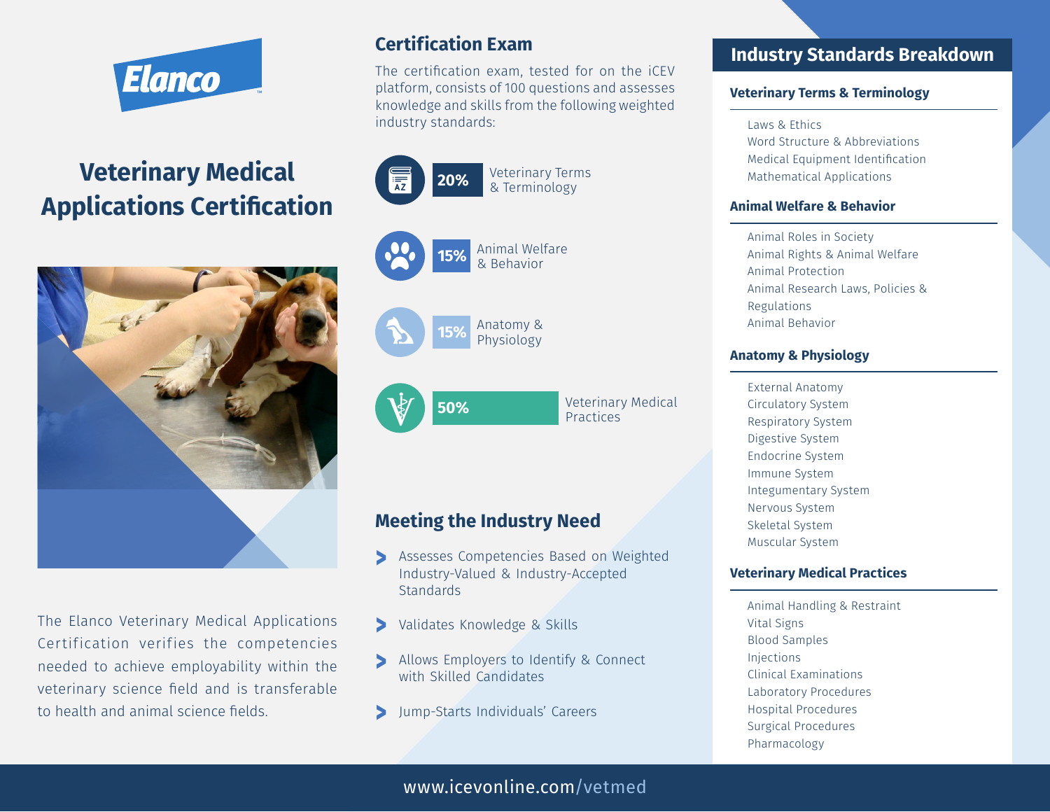Elanco

# Veterinary Medical Applications Certification

The Elanco Veterinary Medical Applications Certification verifies the competencies needed to achieve employability within the veterinary science field and is transferable to health and animal science fields.

## Certification Exam

The certification exam, tested for on the iCEV platform, consists of 100 questions and assesses knowledge and skills from the following weighted industry standards:

- **20%** Veterinary Terms & Terminology
- **15%** Animal Welfare & Behavior
- **15%** Anatomy & Physiology
- **50%** Veterinary Medical Practices

## Meeting the Industry Need

- Assesses Competencies Based on Weighted Industry-Valued & Industry-Accepted Standards
- Validates Knowledge & Skills
- Allows Employers to Identify & Connect with Skilled Candidates
- Jump-Starts Individuals' Careers

## Industry Standards Breakdown

### Veterinary Terms & Terminology

- Laws & Ethics
- Word Structure & Abbreviations
- Medical Equipment Identification
- Mathematical Applications

### Animal Welfare & Behavior

- Animal Roles in Society
- Animal Rights & Animal Welfare
- Animal Protection
- Animal Research Laws, Policies & Regulations
- Animal Behavior

### Anatomy & Physiology

- External Anatomy
- Circulatory System
- Respiratory System
- Digestive System
- Endocrine System
- Immune System
- Integumentary System
- Nervous System
- Skeletal System
- Muscular System

### Veterinary Medical Practices

- Animal Handling & Restraint
- Vital Signs
- Blood Samples
- Injections
- Clinical Examinations
- Laboratory Procedures
- Hospital Procedures
- Surgical Procedures
- Pharmacology

www.icevonline.com/vetmed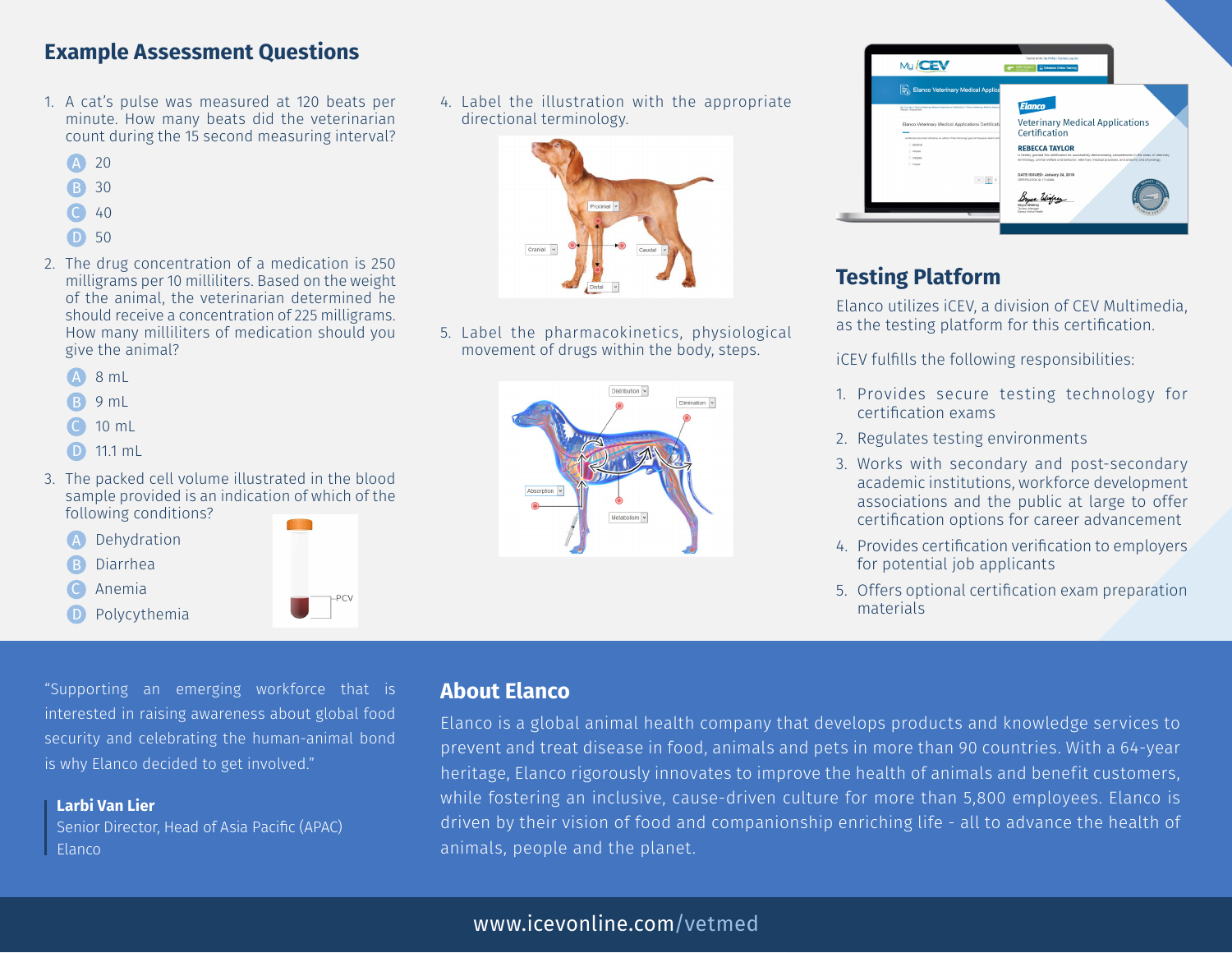## Example Assessment Questions

1. A cat's pulse was measured at 120 beats per minute. How many beats did the veterinarian count during the 15 second measuring interval?
   - A 20
   - B 30
   - C 40
   - D 50

2. The drug concentration of a medication is 250 milligrams per 10 milliliters. Based on the weight of the animal, the veterinarian determined he should receive a concentration of 225 milligrams. How many milliliters of medication should you give the animal?
   - A 8 mL
   - B 9 mL
   - C 10 mL
   - D 11.1 mL

3. The packed cell volume illustrated in the blood sample provided is an indication of which of the following conditions?
   - A Dehydration
   - B Diarrhea
   - C Anemia
   - D Polycythemia

   PCV

4. Label the illustration with the appropriate directional terminology.

   Proximal
   Cranial
   Caudal
   Distal

5. Label the pharmacokinetics, physiological movement of drugs within the body, steps.

   Distribution
   Elimination
   Absorption
   Metabolism

## Testing Platform

Elanco utilizes iCEV, a division of CEV Multimedia, as the testing platform for this certification.

iCEV fulfills the following responsibilities:

1. Provides secure testing technology for certification exams
2. Regulates testing environments
3. Works with secondary and post-secondary academic institutions, workforce development associations and the public at large to offer certification options for career advancement
4. Provides certification verification to employers for potential job applicants
5. Offers optional certification exam preparation materials

"Supporting an emerging workforce that is interested in raising awareness about global food security and celebrating the human-animal bond is why Elanco decided to get involved."

**Larbi Van Lier**
Senior Director, Head of Asia Pacific (APAC)
Elanco

## About Elanco

Elanco is a global animal health company that develops products and knowledge services to prevent and treat disease in food, animals and pets in more than 90 countries. With a 64-year heritage, Elanco rigorously innovates to improve the health of animals and benefit customers, while fostering an inclusive, cause-driven culture for more than 5,800 employees. Elanco is driven by their vision of food and companionship enriching life - all to advance the health of animals, people and the planet.

www.icevonline.com/vetmed